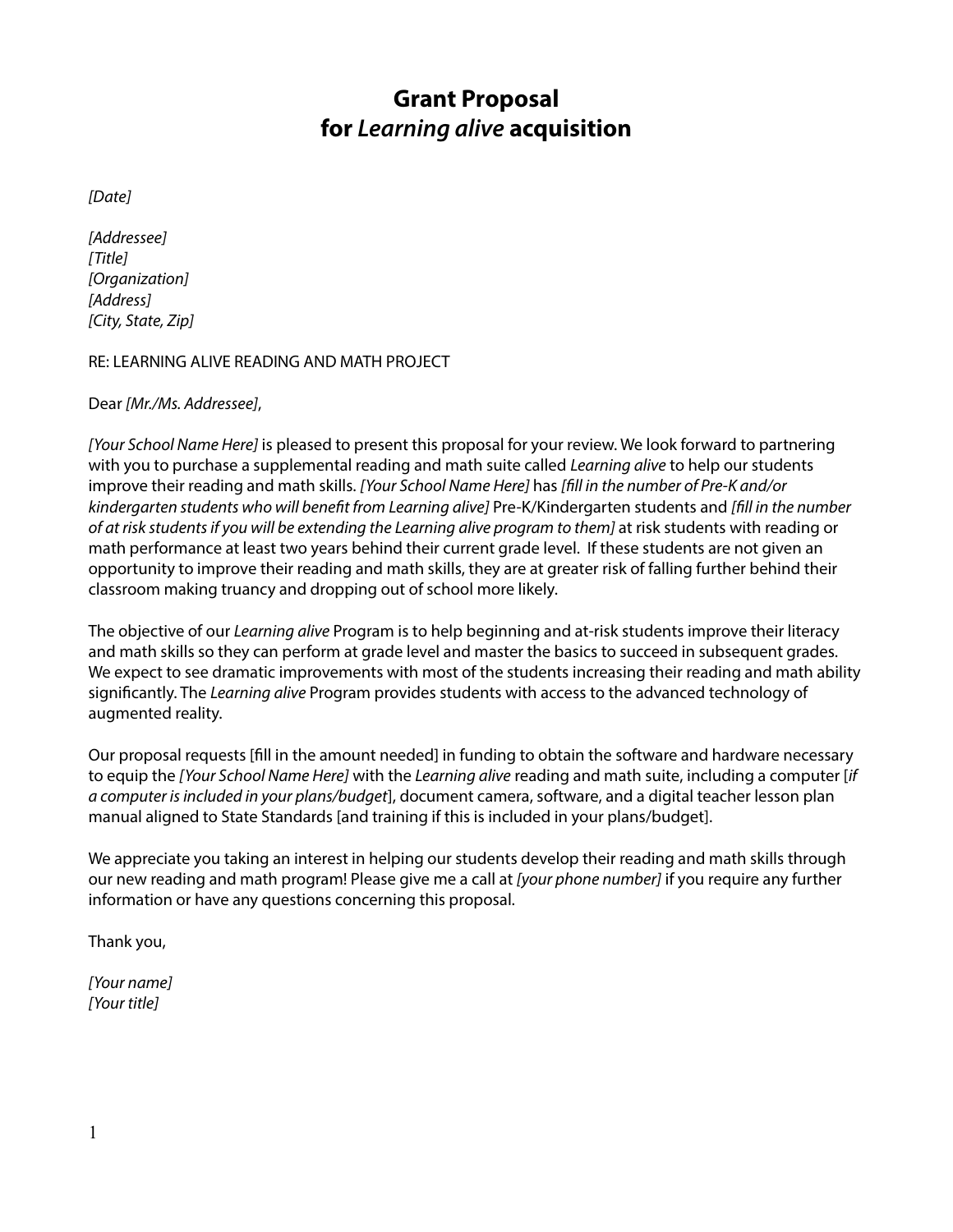# Grant Proposal
# for *Learning alive* acquisition

*[Date]*

*[Addressee]*
*[Title]*
*[Organization]*
*[Address]*
*[City, State, Zip]*

RE: LEARNING ALIVE READING AND MATH PROJECT

Dear *[Mr./Ms. Addressee]*,

*[Your School Name Here]* is pleased to present this proposal for your review. We look forward to partnering with you to purchase a supplemental reading and math suite called *Learning alive* to help our students improve their reading and math skills. *[Your School Name Here]* has *[fill in the number of Pre-K and/or kindergarten students who will benefit from Learning alive]* Pre-K/Kindergarten students and *[fill in the number of at risk students if you will be extending the Learning alive program to them]* at risk students with reading or math performance at least two years behind their current grade level. If these students are not given an opportunity to improve their reading and math skills, they are at greater risk of falling further behind their classroom making truancy and dropping out of school more likely.

The objective of our *Learning alive* Program is to help beginning and at-risk students improve their literacy and math skills so they can perform at grade level and master the basics to succeed in subsequent grades. We expect to see dramatic improvements with most of the students increasing their reading and math ability significantly. The *Learning alive* Program provides students with access to the advanced technology of augmented reality.

Our proposal requests [fill in the amount needed] in funding to obtain the software and hardware necessary to equip the *[Your School Name Here]* with the *Learning alive* reading and math suite, including a computer [*if a computer is included in your plans/budget*], document camera, software, and a digital teacher lesson plan manual aligned to State Standards [and training if this is included in your plans/budget].

We appreciate you taking an interest in helping our students develop their reading and math skills through our new reading and math program! Please give me a call at *[your phone number]* if you require any further information or have any questions concerning this proposal.

Thank you,

*[Your name]*
*[Your title]*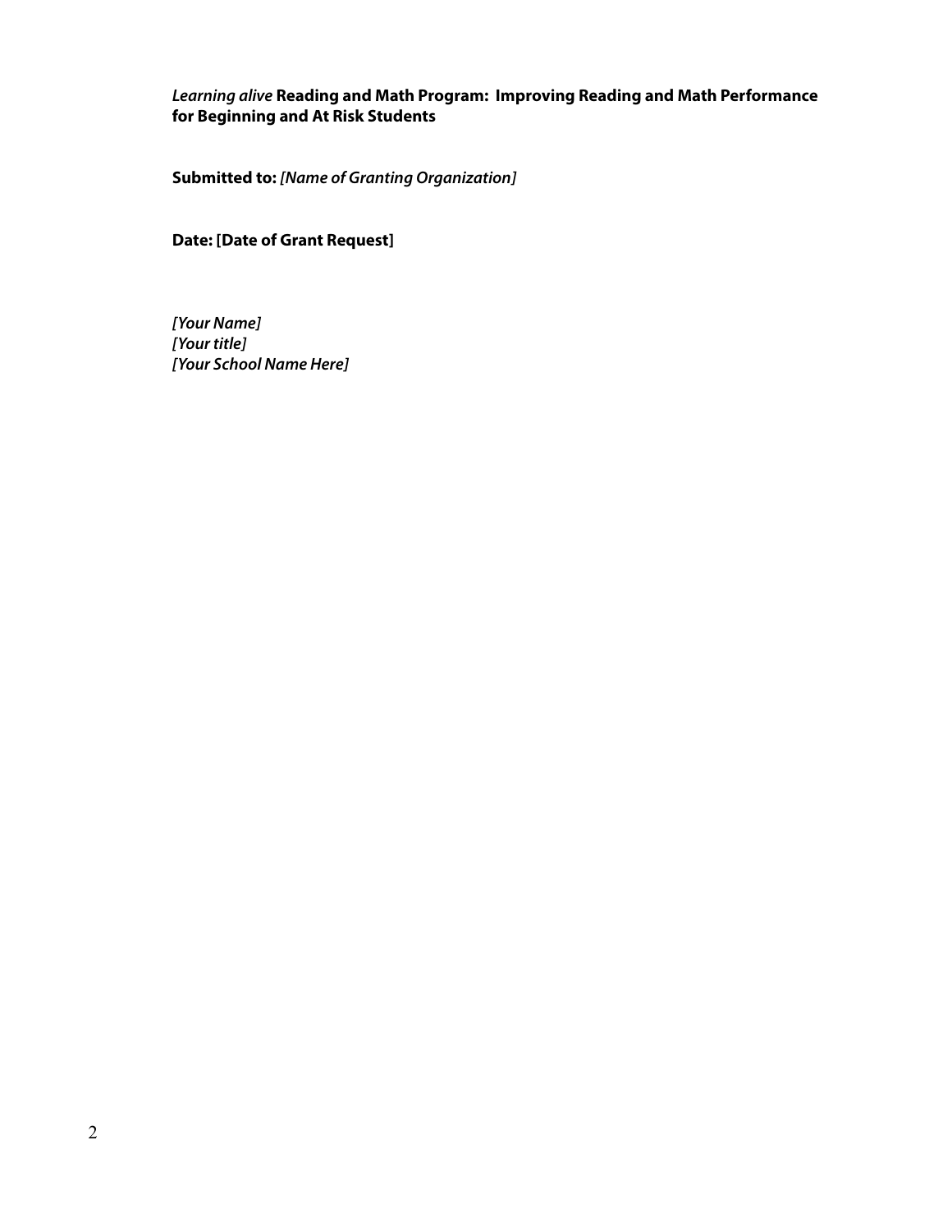**_Learning alive_ Reading and Math Program: Improving Reading and Math Performance for Beginning and At Risk Students**

**Submitted to:** ***[Name of Granting Organization]***

**Date: [Date of Grant Request]**

***[Your Name]***
***[Your title]***
***[Your School Name Here]***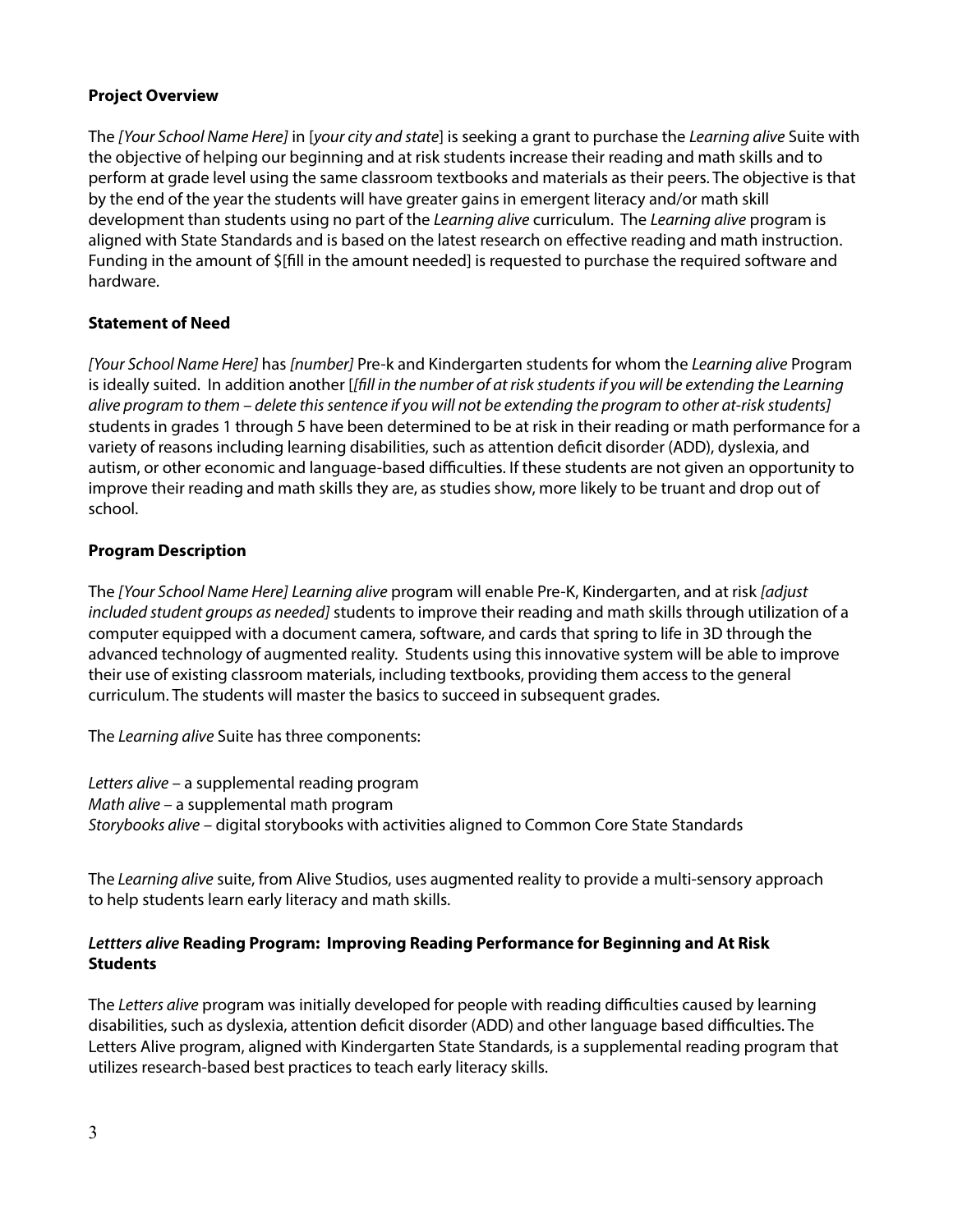**Project Overview**

The *[Your School Name Here]* in [*your city and state*] is seeking a grant to purchase the *Learning alive* Suite with the objective of helping our beginning and at risk students increase their reading and math skills and to perform at grade level using the same classroom textbooks and materials as their peers. The objective is that by the end of the year the students will have greater gains in emergent literacy and/or math skill development than students using no part of the *Learning alive* curriculum. The *Learning alive* program is aligned with State Standards and is based on the latest research on effective reading and math instruction. Funding in the amount of $[fill in the amount needed] is requested to purchase the required software and hardware.

**Statement of Need**

*[Your School Name Here]* has *[number]* Pre-k and Kindergarten students for whom the *Learning alive* Program is ideally suited. In addition another [*[fill in the number of at risk students if you will be extending the Learning alive program to them – delete this sentence if you will not be extending the program to other at-risk students]* students in grades 1 through 5 have been determined to be at risk in their reading or math performance for a variety of reasons including learning disabilities, such as attention deficit disorder (ADD), dyslexia, and autism, or other economic and language-based difficulties. If these students are not given an opportunity to improve their reading and math skills they are, as studies show, more likely to be truant and drop out of school.

**Program Description**

The *[Your School Name Here] Learning alive* program will enable Pre-K, Kindergarten, and at risk *[adjust included student groups as needed]* students to improve their reading and math skills through utilization of a computer equipped with a document camera, software, and cards that spring to life in 3D through the advanced technology of augmented reality. Students using this innovative system will be able to improve their use of existing classroom materials, including textbooks, providing them access to the general curriculum. The students will master the basics to succeed in subsequent grades.

The *Learning alive* Suite has three components:

*Letters alive* – a supplemental reading program
*Math alive* – a supplemental math program
*Storybooks alive* – digital storybooks with activities aligned to Common Core State Standards

The *Learning alive* suite, from Alive Studios, uses augmented reality to provide a multi-sensory approach to help students learn early literacy and math skills.

***Lettters alive* Reading Program: Improving Reading Performance for Beginning and At Risk Students**

The *Letters alive* program was initially developed for people with reading difficulties caused by learning disabilities, such as dyslexia, attention deficit disorder (ADD) and other language based difficulties. The Letters Alive program, aligned with Kindergarten State Standards, is a supplemental reading program that utilizes research-based best practices to teach early literacy skills.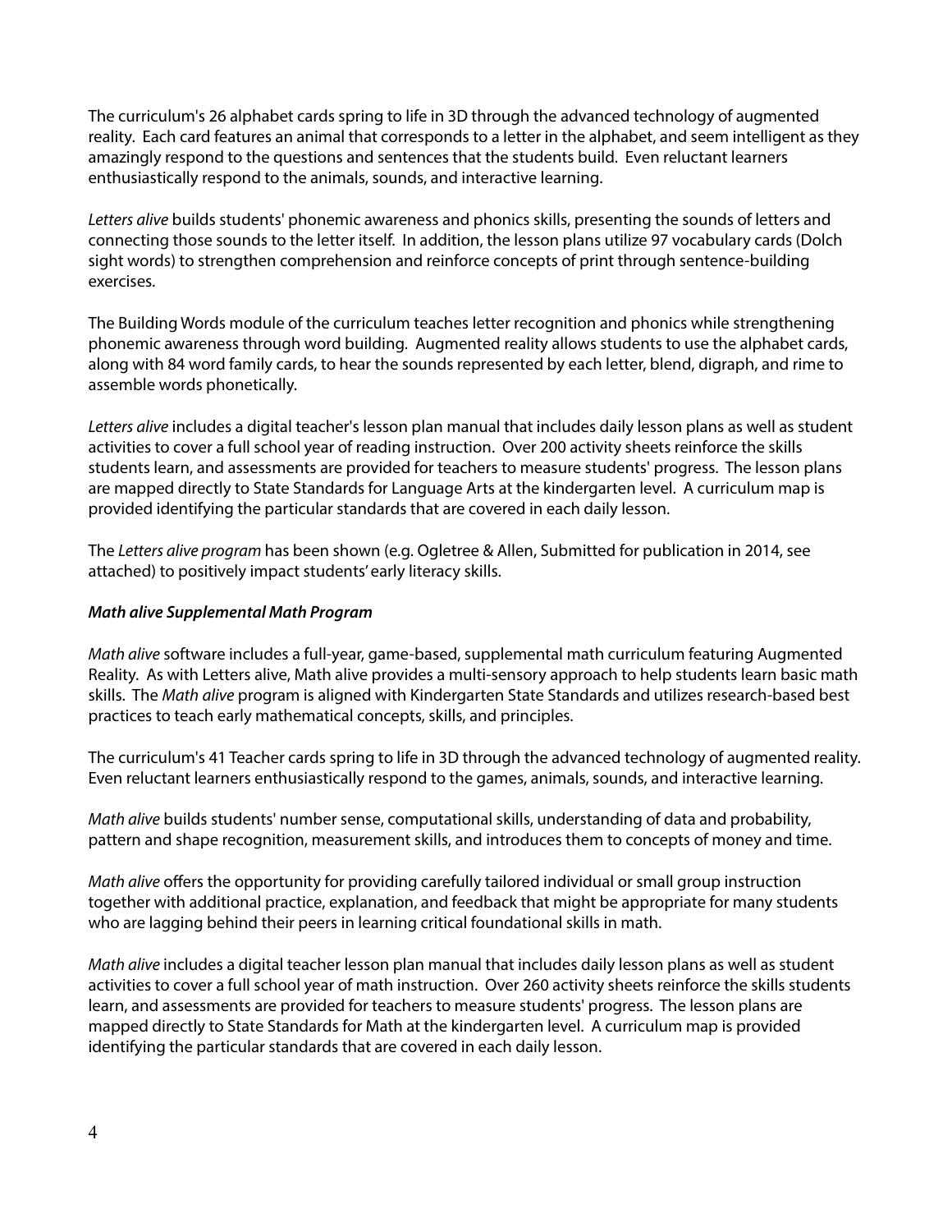The curriculum's 26 alphabet cards spring to life in 3D through the advanced technology of augmented reality. Each card features an animal that corresponds to a letter in the alphabet, and seem intelligent as they amazingly respond to the questions and sentences that the students build. Even reluctant learners enthusiastically respond to the animals, sounds, and interactive learning.

*Letters alive* builds students' phonemic awareness and phonics skills, presenting the sounds of letters and connecting those sounds to the letter itself. In addition, the lesson plans utilize 97 vocabulary cards (Dolch sight words) to strengthen comprehension and reinforce concepts of print through sentence-building exercises.

The Building Words module of the curriculum teaches letter recognition and phonics while strengthening phonemic awareness through word building. Augmented reality allows students to use the alphabet cards, along with 84 word family cards, to hear the sounds represented by each letter, blend, digraph, and rime to assemble words phonetically.

*Letters alive* includes a digital teacher's lesson plan manual that includes daily lesson plans as well as student activities to cover a full school year of reading instruction. Over 200 activity sheets reinforce the skills students learn, and assessments are provided for teachers to measure students' progress. The lesson plans are mapped directly to State Standards for Language Arts at the kindergarten level. A curriculum map is provided identifying the particular standards that are covered in each daily lesson.

The *Letters alive program* has been shown (e.g. Ogletree & Allen, Submitted for publication in 2014, see attached) to positively impact students' early literacy skills.

***Math alive Supplemental Math Program***

*Math alive* software includes a full-year, game-based, supplemental math curriculum featuring Augmented Reality. As with Letters alive, Math alive provides a multi-sensory approach to help students learn basic math skills. The *Math alive* program is aligned with Kindergarten State Standards and utilizes research-based best practices to teach early mathematical concepts, skills, and principles.

The curriculum's 41 Teacher cards spring to life in 3D through the advanced technology of augmented reality. Even reluctant learners enthusiastically respond to the games, animals, sounds, and interactive learning.

*Math alive* builds students' number sense, computational skills, understanding of data and probability, pattern and shape recognition, measurement skills, and introduces them to concepts of money and time.

*Math alive* offers the opportunity for providing carefully tailored individual or small group instruction together with additional practice, explanation, and feedback that might be appropriate for many students who are lagging behind their peers in learning critical foundational skills in math.

*Math alive* includes a digital teacher lesson plan manual that includes daily lesson plans as well as student activities to cover a full school year of math instruction. Over 260 activity sheets reinforce the skills students learn, and assessments are provided for teachers to measure students' progress. The lesson plans are mapped directly to State Standards for Math at the kindergarten level. A curriculum map is provided identifying the particular standards that are covered in each daily lesson.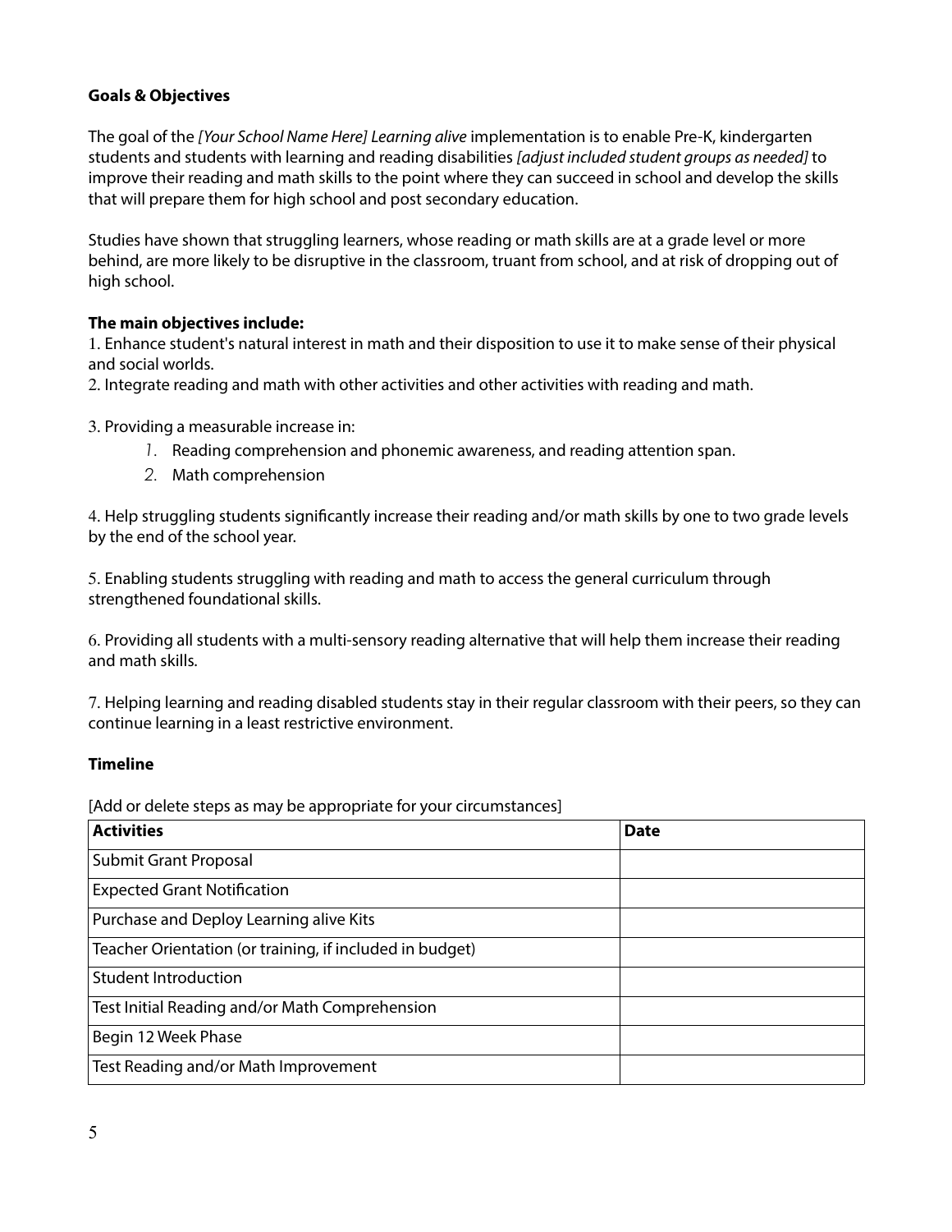**Goals & Objectives**

The goal of the *[Your School Name Here] Learning alive* implementation is to enable Pre-K, kindergarten students and students with learning and reading disabilities *[adjust included student groups as needed]* to improve their reading and math skills to the point where they can succeed in school and develop the skills that will prepare them for high school and post secondary education.

Studies have shown that struggling learners, whose reading or math skills are at a grade level or more behind, are more likely to be disruptive in the classroom, truant from school, and at risk of dropping out of high school.

**The main objectives include:**

1. Enhance student's natural interest in math and their disposition to use it to make sense of their physical and social worlds.
2. Integrate reading and math with other activities and other activities with reading and math.

3. Providing a measurable increase in:
    1. Reading comprehension and phonemic awareness, and reading attention span.
    2. Math comprehension

4. Help struggling students significantly increase their reading and/or math skills by one to two grade levels by the end of the school year.

5. Enabling students struggling with reading and math to access the general curriculum through strengthened foundational skills.

6. Providing all students with a multi-sensory reading alternative that will help them increase their reading and math skills.

7. Helping learning and reading disabled students stay in their regular classroom with their peers, so they can continue learning in a least restrictive environment.

**Timeline**

[Add or delete steps as may be appropriate for your circumstances]

| Activities | Date |
|---|---|
| Submit Grant Proposal | |
| Expected Grant Notification | |
| Purchase and Deploy Learning alive Kits | |
| Teacher Orientation (or training, if included in budget) | |
| Student Introduction | |
| Test Initial Reading and/or Math Comprehension | |
| Begin 12 Week Phase | |
| Test Reading and/or Math Improvement | |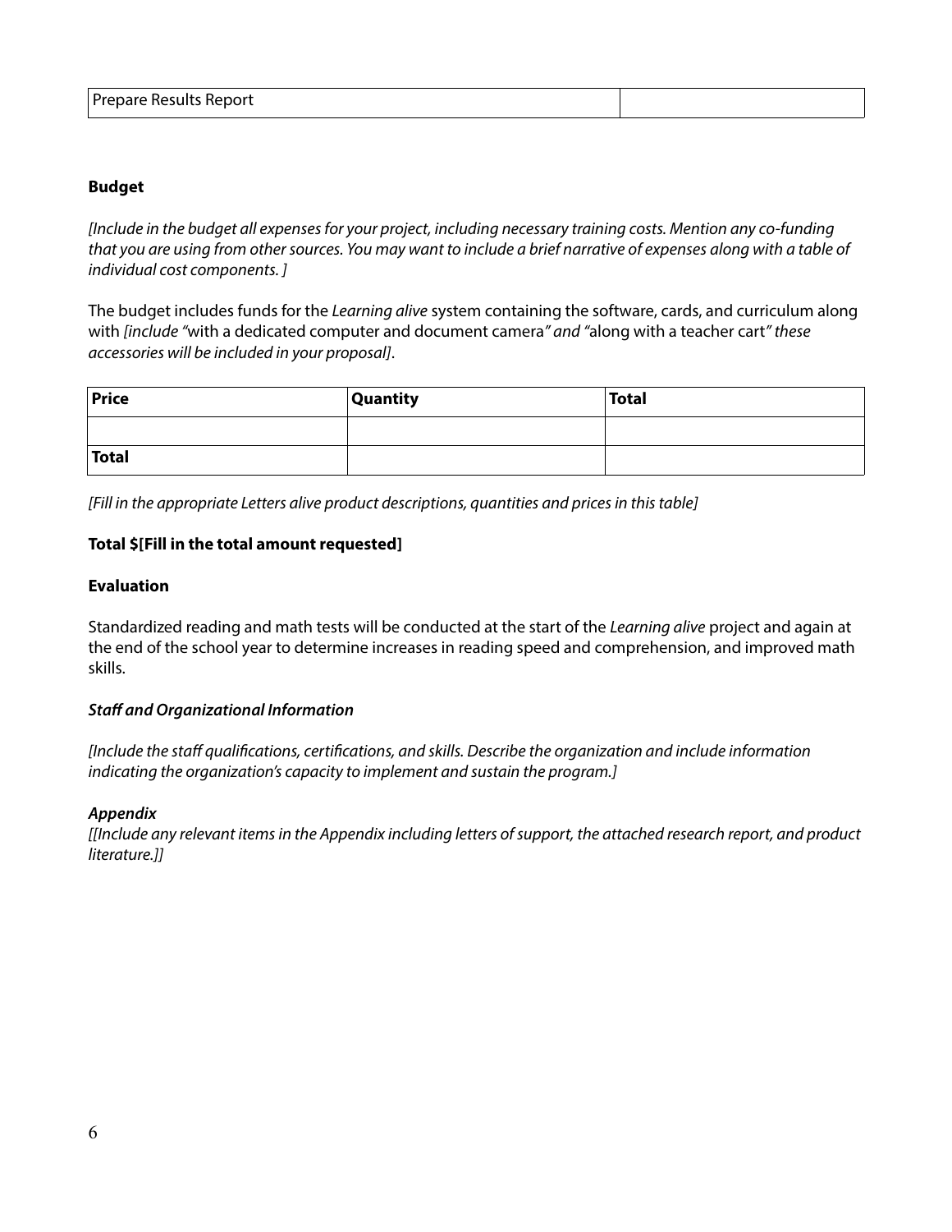| Prepare Results Report | |
|---|---|

**Budget**

*[Include in the budget all expenses for your project, including necessary training costs. Mention any co-funding that you are using from other sources. You may want to include a brief narrative of expenses along with a table of individual cost components. ]*

The budget includes funds for the *Learning alive* system containing the software, cards, and curriculum along with *[include "*with a dedicated computer and document camera*" and "*along with a teacher cart*" these accessories will be included in your proposal]*.

| Price | Quantity | Total |
|---|---|---|
| | | |
| **Total** | | |

*[Fill in the appropriate Letters alive product descriptions, quantities and prices in this table]*

**Total $[Fill in the total amount requested]**

**Evaluation**

Standardized reading and math tests will be conducted at the start of the *Learning alive* project and again at the end of the school year to determine increases in reading speed and comprehension, and improved math skills.

***Staff and Organizational Information***

*[Include the staff qualifications, certifications, and skills. Describe the organization and include information indicating the organization's capacity to implement and sustain the program.]*

***Appendix***

*[[Include any relevant items in the Appendix including letters of support, the attached research report, and product literature.]]*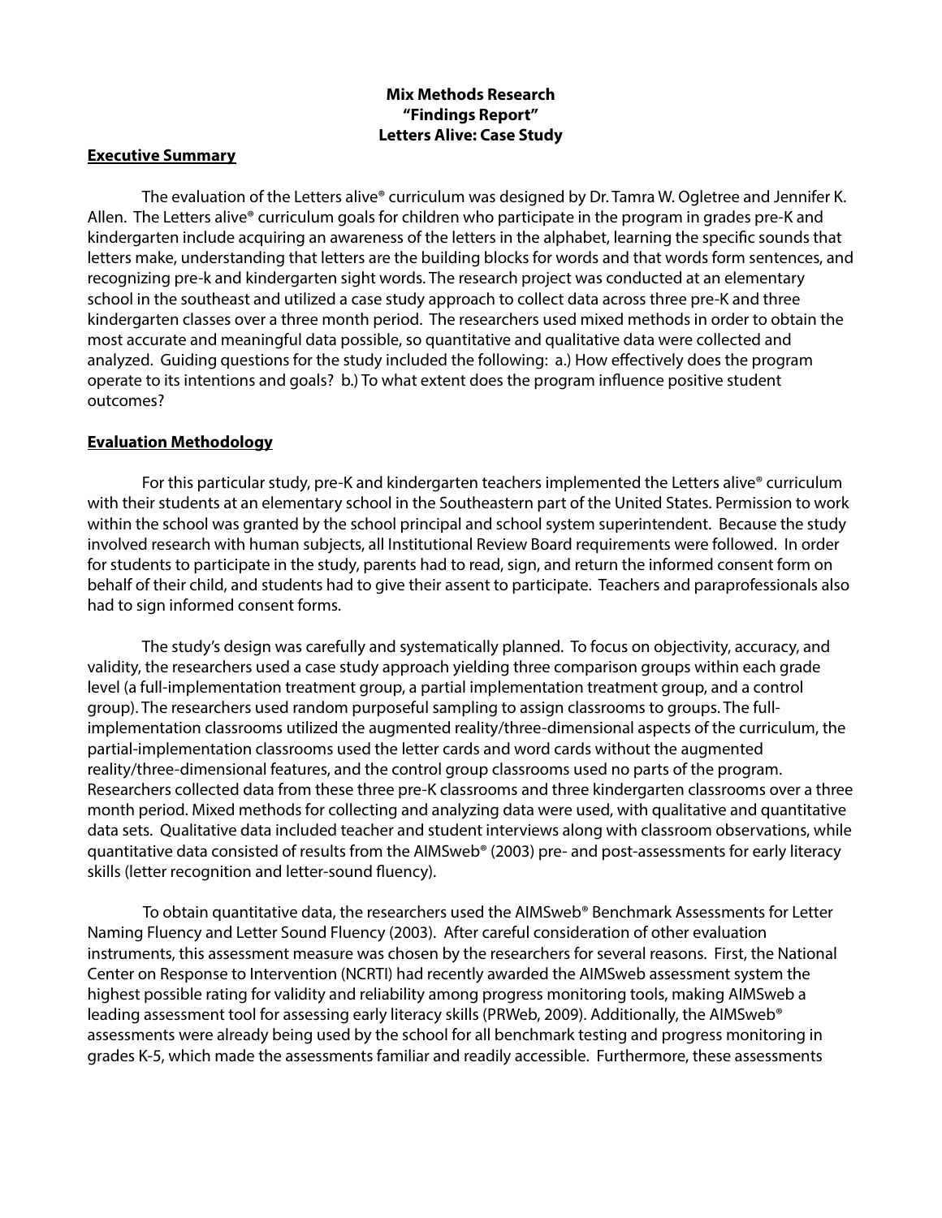**Mix Methods Research**
**"Findings Report"**
**Letters Alive: Case Study**

## Executive Summary

The evaluation of the Letters alive® curriculum was designed by Dr. Tamra W. Ogletree and Jennifer K. Allen. The Letters alive® curriculum goals for children who participate in the program in grades pre-K and kindergarten include acquiring an awareness of the letters in the alphabet, learning the specific sounds that letters make, understanding that letters are the building blocks for words and that words form sentences, and recognizing pre-k and kindergarten sight words. The research project was conducted at an elementary school in the southeast and utilized a case study approach to collect data across three pre-K and three kindergarten classes over a three month period. The researchers used mixed methods in order to obtain the most accurate and meaningful data possible, so quantitative and qualitative data were collected and analyzed. Guiding questions for the study included the following: a.) How effectively does the program operate to its intentions and goals? b.) To what extent does the program influence positive student outcomes?

## Evaluation Methodology

For this particular study, pre-K and kindergarten teachers implemented the Letters alive® curriculum with their students at an elementary school in the Southeastern part of the United States. Permission to work within the school was granted by the school principal and school system superintendent. Because the study involved research with human subjects, all Institutional Review Board requirements were followed. In order for students to participate in the study, parents had to read, sign, and return the informed consent form on behalf of their child, and students had to give their assent to participate. Teachers and paraprofessionals also had to sign informed consent forms.

The study's design was carefully and systematically planned. To focus on objectivity, accuracy, and validity, the researchers used a case study approach yielding three comparison groups within each grade level (a full-implementation treatment group, a partial implementation treatment group, and a control group). The researchers used random purposeful sampling to assign classrooms to groups. The full-implementation classrooms utilized the augmented reality/three-dimensional aspects of the curriculum, the partial-implementation classrooms used the letter cards and word cards without the augmented reality/three-dimensional features, and the control group classrooms used no parts of the program. Researchers collected data from these three pre-K classrooms and three kindergarten classrooms over a three month period. Mixed methods for collecting and analyzing data were used, with qualitative and quantitative data sets. Qualitative data included teacher and student interviews along with classroom observations, while quantitative data consisted of results from the AIMSweb® (2003) pre- and post-assessments for early literacy skills (letter recognition and letter-sound fluency).

To obtain quantitative data, the researchers used the AIMSweb® Benchmark Assessments for Letter Naming Fluency and Letter Sound Fluency (2003). After careful consideration of other evaluation instruments, this assessment measure was chosen by the researchers for several reasons. First, the National Center on Response to Intervention (NCRTI) had recently awarded the AIMSweb assessment system the highest possible rating for validity and reliability among progress monitoring tools, making AIMSweb a leading assessment tool for assessing early literacy skills (PRWeb, 2009). Additionally, the AIMSweb® assessments were already being used by the school for all benchmark testing and progress monitoring in grades K-5, which made the assessments familiar and readily accessible. Furthermore, these assessments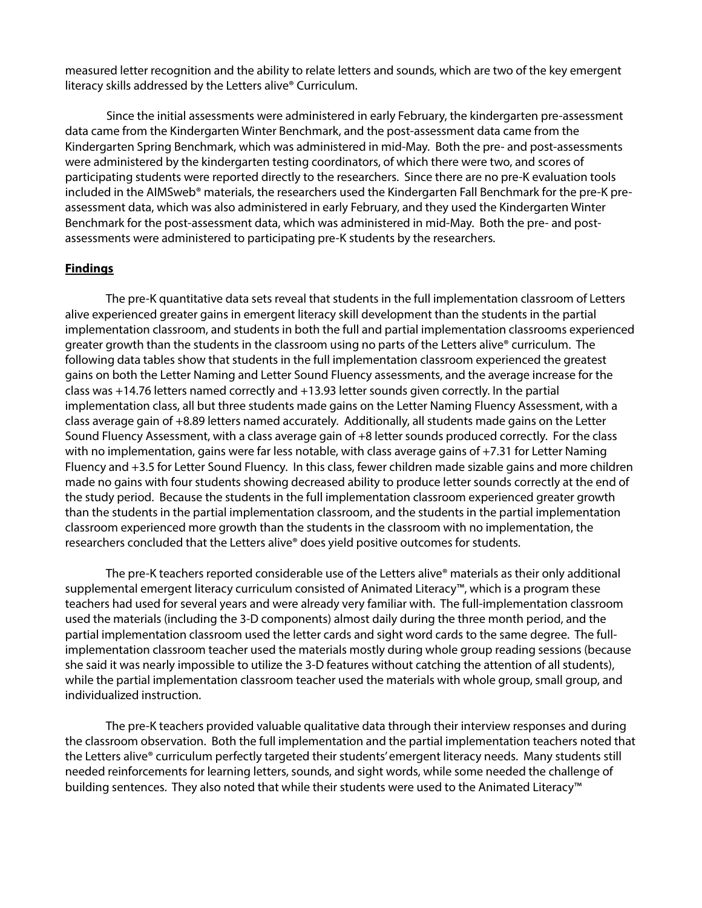measured letter recognition and the ability to relate letters and sounds, which are two of the key emergent literacy skills addressed by the Letters alive® Curriculum.

Since the initial assessments were administered in early February, the kindergarten pre-assessment data came from the Kindergarten Winter Benchmark, and the post-assessment data came from the Kindergarten Spring Benchmark, which was administered in mid-May. Both the pre- and post-assessments were administered by the kindergarten testing coordinators, of which there were two, and scores of participating students were reported directly to the researchers. Since there are no pre-K evaluation tools included in the AIMSweb® materials, the researchers used the Kindergarten Fall Benchmark for the pre-K pre-assessment data, which was also administered in early February, and they used the Kindergarten Winter Benchmark for the post-assessment data, which was administered in mid-May. Both the pre- and post-assessments were administered to participating pre-K students by the researchers.

## **Findings**

The pre-K quantitative data sets reveal that students in the full implementation classroom of Letters alive experienced greater gains in emergent literacy skill development than the students in the partial implementation classroom, and students in both the full and partial implementation classrooms experienced greater growth than the students in the classroom using no parts of the Letters alive® curriculum. The following data tables show that students in the full implementation classroom experienced the greatest gains on both the Letter Naming and Letter Sound Fluency assessments, and the average increase for the class was +14.76 letters named correctly and +13.93 letter sounds given correctly. In the partial implementation class, all but three students made gains on the Letter Naming Fluency Assessment, with a class average gain of +8.89 letters named accurately. Additionally, all students made gains on the Letter Sound Fluency Assessment, with a class average gain of +8 letter sounds produced correctly. For the class with no implementation, gains were far less notable, with class average gains of +7.31 for Letter Naming Fluency and +3.5 for Letter Sound Fluency. In this class, fewer children made sizable gains and more children made no gains with four students showing decreased ability to produce letter sounds correctly at the end of the study period. Because the students in the full implementation classroom experienced greater growth than the students in the partial implementation classroom, and the students in the partial implementation classroom experienced more growth than the students in the classroom with no implementation, the researchers concluded that the Letters alive® does yield positive outcomes for students.

The pre-K teachers reported considerable use of the Letters alive® materials as their only additional supplemental emergent literacy curriculum consisted of Animated Literacy™, which is a program these teachers had used for several years and were already very familiar with. The full-implementation classroom used the materials (including the 3-D components) almost daily during the three month period, and the partial implementation classroom used the letter cards and sight word cards to the same degree. The full-implementation classroom teacher used the materials mostly during whole group reading sessions (because she said it was nearly impossible to utilize the 3-D features without catching the attention of all students), while the partial implementation classroom teacher used the materials with whole group, small group, and individualized instruction.

The pre-K teachers provided valuable qualitative data through their interview responses and during the classroom observation. Both the full implementation and the partial implementation teachers noted that the Letters alive® curriculum perfectly targeted their students' emergent literacy needs. Many students still needed reinforcements for learning letters, sounds, and sight words, while some needed the challenge of building sentences. They also noted that while their students were used to the Animated Literacy™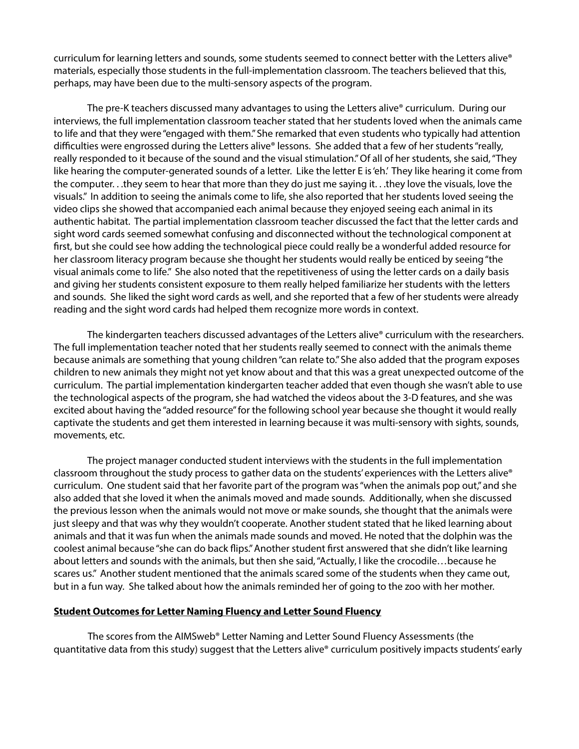curriculum for learning letters and sounds, some students seemed to connect better with the Letters alive® materials, especially those students in the full-implementation classroom. The teachers believed that this, perhaps, may have been due to the multi-sensory aspects of the program.

The pre-K teachers discussed many advantages to using the Letters alive® curriculum. During our interviews, the full implementation classroom teacher stated that her students loved when the animals came to life and that they were "engaged with them." She remarked that even students who typically had attention difficulties were engrossed during the Letters alive® lessons. She added that a few of her students "really, really responded to it because of the sound and the visual stimulation." Of all of her students, she said, "They like hearing the computer-generated sounds of a letter. Like the letter E is 'eh.' They like hearing it come from the computer. . .they seem to hear that more than they do just me saying it. . .they love the visuals, love the visuals." In addition to seeing the animals come to life, she also reported that her students loved seeing the video clips she showed that accompanied each animal because they enjoyed seeing each animal in its authentic habitat. The partial implementation classroom teacher discussed the fact that the letter cards and sight word cards seemed somewhat confusing and disconnected without the technological component at first, but she could see how adding the technological piece could really be a wonderful added resource for her classroom literacy program because she thought her students would really be enticed by seeing "the visual animals come to life." She also noted that the repetitiveness of using the letter cards on a daily basis and giving her students consistent exposure to them really helped familiarize her students with the letters and sounds. She liked the sight word cards as well, and she reported that a few of her students were already reading and the sight word cards had helped them recognize more words in context.

The kindergarten teachers discussed advantages of the Letters alive® curriculum with the researchers. The full implementation teacher noted that her students really seemed to connect with the animals theme because animals are something that young children "can relate to." She also added that the program exposes children to new animals they might not yet know about and that this was a great unexpected outcome of the curriculum. The partial implementation kindergarten teacher added that even though she wasn't able to use the technological aspects of the program, she had watched the videos about the 3-D features, and she was excited about having the "added resource" for the following school year because she thought it would really captivate the students and get them interested in learning because it was multi-sensory with sights, sounds, movements, etc.

The project manager conducted student interviews with the students in the full implementation classroom throughout the study process to gather data on the students' experiences with the Letters alive® curriculum. One student said that her favorite part of the program was "when the animals pop out," and she also added that she loved it when the animals moved and made sounds. Additionally, when she discussed the previous lesson when the animals would not move or make sounds, she thought that the animals were just sleepy and that was why they wouldn't cooperate. Another student stated that he liked learning about animals and that it was fun when the animals made sounds and moved. He noted that the dolphin was the coolest animal because "she can do back flips." Another student first answered that she didn't like learning about letters and sounds with the animals, but then she said, "Actually, I like the crocodile…because he scares us." Another student mentioned that the animals scared some of the students when they came out, but in a fun way. She talked about how the animals reminded her of going to the zoo with her mother.

**Student Outcomes for Letter Naming Fluency and Letter Sound Fluency**

The scores from the AIMSweb® Letter Naming and Letter Sound Fluency Assessments (the quantitative data from this study) suggest that the Letters alive® curriculum positively impacts students' early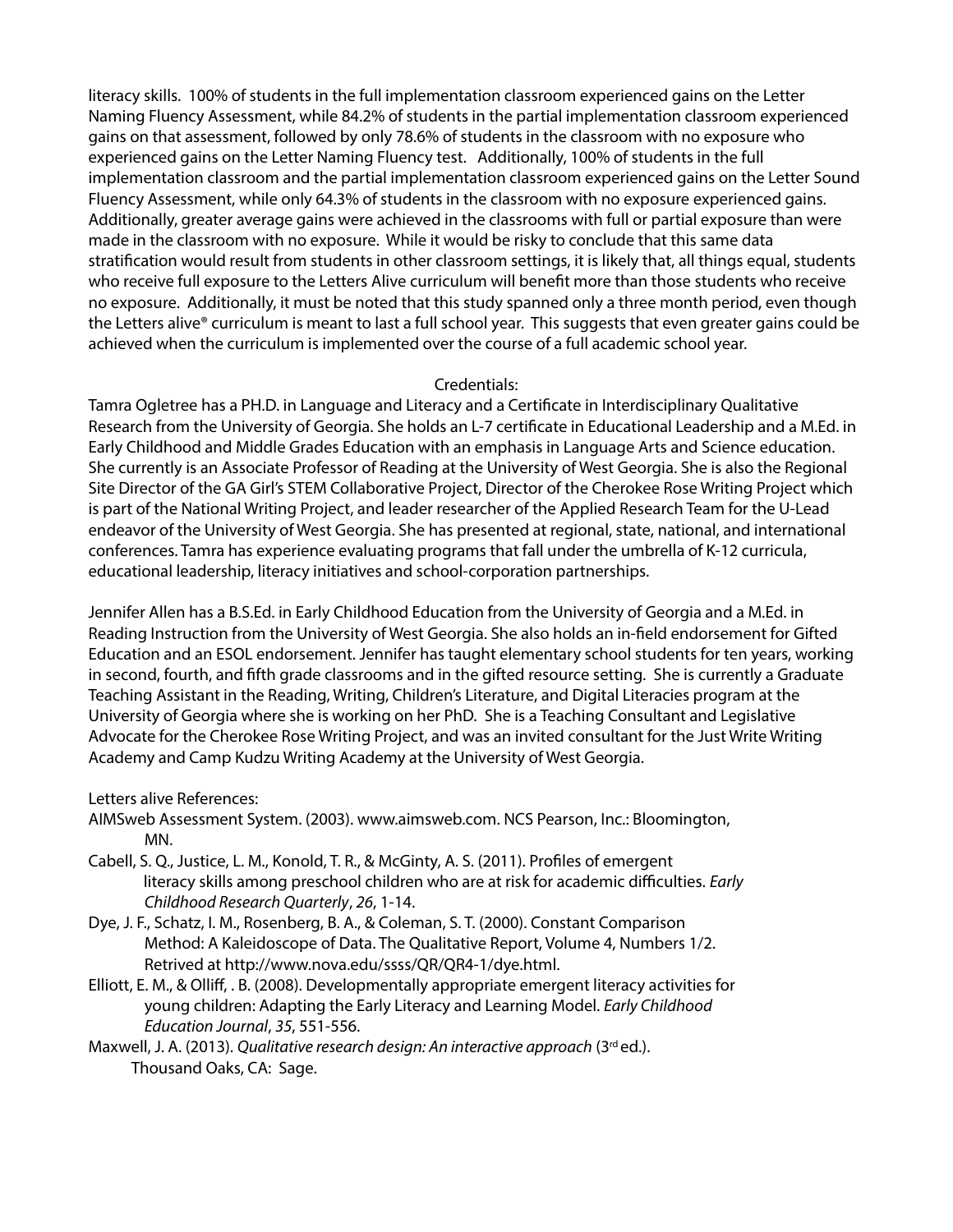literacy skills. 100% of students in the full implementation classroom experienced gains on the Letter Naming Fluency Assessment, while 84.2% of students in the partial implementation classroom experienced gains on that assessment, followed by only 78.6% of students in the classroom with no exposure who experienced gains on the Letter Naming Fluency test. Additionally, 100% of students in the full implementation classroom and the partial implementation classroom experienced gains on the Letter Sound Fluency Assessment, while only 64.3% of students in the classroom with no exposure experienced gains. Additionally, greater average gains were achieved in the classrooms with full or partial exposure than were made in the classroom with no exposure. While it would be risky to conclude that this same data stratification would result from students in other classroom settings, it is likely that, all things equal, students who receive full exposure to the Letters Alive curriculum will benefit more than those students who receive no exposure. Additionally, it must be noted that this study spanned only a three month period, even though the Letters alive® curriculum is meant to last a full school year. This suggests that even greater gains could be achieved when the curriculum is implemented over the course of a full academic school year.

## Credentials:

Tamra Ogletree has a PH.D. in Language and Literacy and a Certificate in Interdisciplinary Qualitative Research from the University of Georgia. She holds an L-7 certificate in Educational Leadership and a M.Ed. in Early Childhood and Middle Grades Education with an emphasis in Language Arts and Science education. She currently is an Associate Professor of Reading at the University of West Georgia. She is also the Regional Site Director of the GA Girl's STEM Collaborative Project, Director of the Cherokee Rose Writing Project which is part of the National Writing Project, and leader researcher of the Applied Research Team for the U-Lead endeavor of the University of West Georgia. She has presented at regional, state, national, and international conferences. Tamra has experience evaluating programs that fall under the umbrella of K-12 curricula, educational leadership, literacy initiatives and school-corporation partnerships.

Jennifer Allen has a B.S.Ed. in Early Childhood Education from the University of Georgia and a M.Ed. in Reading Instruction from the University of West Georgia. She also holds an in-field endorsement for Gifted Education and an ESOL endorsement. Jennifer has taught elementary school students for ten years, working in second, fourth, and fifth grade classrooms and in the gifted resource setting. She is currently a Graduate Teaching Assistant in the Reading, Writing, Children's Literature, and Digital Literacies program at the University of Georgia where she is working on her PhD. She is a Teaching Consultant and Legislative Advocate for the Cherokee Rose Writing Project, and was an invited consultant for the Just Write Writing Academy and Camp Kudzu Writing Academy at the University of West Georgia.

Letters alive References:

AIMSweb Assessment System. (2003). www.aimsweb.com. NCS Pearson, Inc.: Bloomington, MN.

Cabell, S. Q., Justice, L. M., Konold, T. R., & McGinty, A. S. (2011). Profiles of emergent literacy skills among preschool children who are at risk for academic difficulties. *Early Childhood Research Quarterly*, *26*, 1-14.

Dye, J. F., Schatz, I. M., Rosenberg, B. A., & Coleman, S. T. (2000). Constant Comparison Method: A Kaleidoscope of Data. The Qualitative Report, Volume 4, Numbers 1/2. Retrived at http://www.nova.edu/ssss/QR/QR4-1/dye.html.

Elliott, E. M., & Olliff, . B. (2008). Developmentally appropriate emergent literacy activities for young children: Adapting the Early Literacy and Learning Model. *Early Childhood Education Journal*, *35*, 551-556.

Maxwell, J. A. (2013). *Qualitative research design: An interactive approach* (3rd ed.). Thousand Oaks, CA: Sage.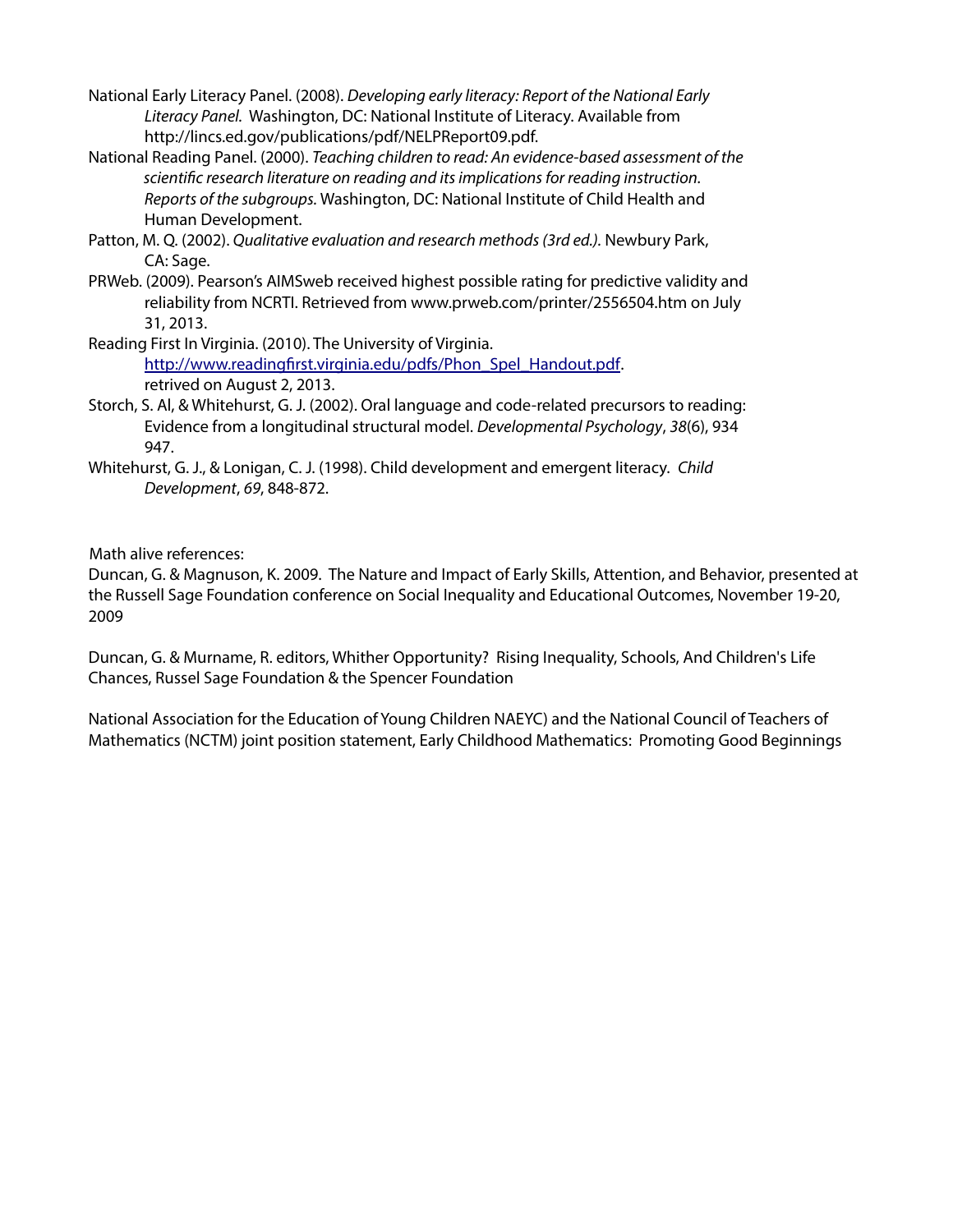National Early Literacy Panel. (2008). *Developing early literacy: Report of the National Early Literacy Panel.* Washington, DC: National Institute of Literacy. Available from http://lincs.ed.gov/publications/pdf/NELPReport09.pdf.

National Reading Panel. (2000). *Teaching children to read: An evidence-based assessment of the scientific research literature on reading and its implications for reading instruction. Reports of the subgroups.* Washington, DC: National Institute of Child Health and Human Development.

Patton, M. Q. (2002). *Qualitative evaluation and research methods (3rd ed.).* Newbury Park, CA: Sage.

PRWeb. (2009). Pearson's AIMSweb received highest possible rating for predictive validity and reliability from NCRTI. Retrieved from www.prweb.com/printer/2556504.htm on July 31, 2013.

Reading First In Virginia. (2010). The University of Virginia. http://www.readingfirst.virginia.edu/pdfs/Phon_Spel_Handout.pdf. retrived on August 2, 2013.

Storch, S. Al, & Whitehurst, G. J. (2002). Oral language and code-related precursors to reading: Evidence from a longitudinal structural model. *Developmental Psychology*, *38*(6), 934 947.

Whitehurst, G. J., & Lonigan, C. J. (1998). Child development and emergent literacy. *Child Development*, *69*, 848-872.

Math alive references:

Duncan, G. & Magnuson, K. 2009. The Nature and Impact of Early Skills, Attention, and Behavior, presented at the Russell Sage Foundation conference on Social Inequality and Educational Outcomes, November 19-20, 2009

Duncan, G. & Murname, R. editors, Whither Opportunity? Rising Inequality, Schools, And Children's Life Chances, Russel Sage Foundation & the Spencer Foundation

National Association for the Education of Young Children NAEYC) and the National Council of Teachers of Mathematics (NCTM) joint position statement, Early Childhood Mathematics: Promoting Good Beginnings